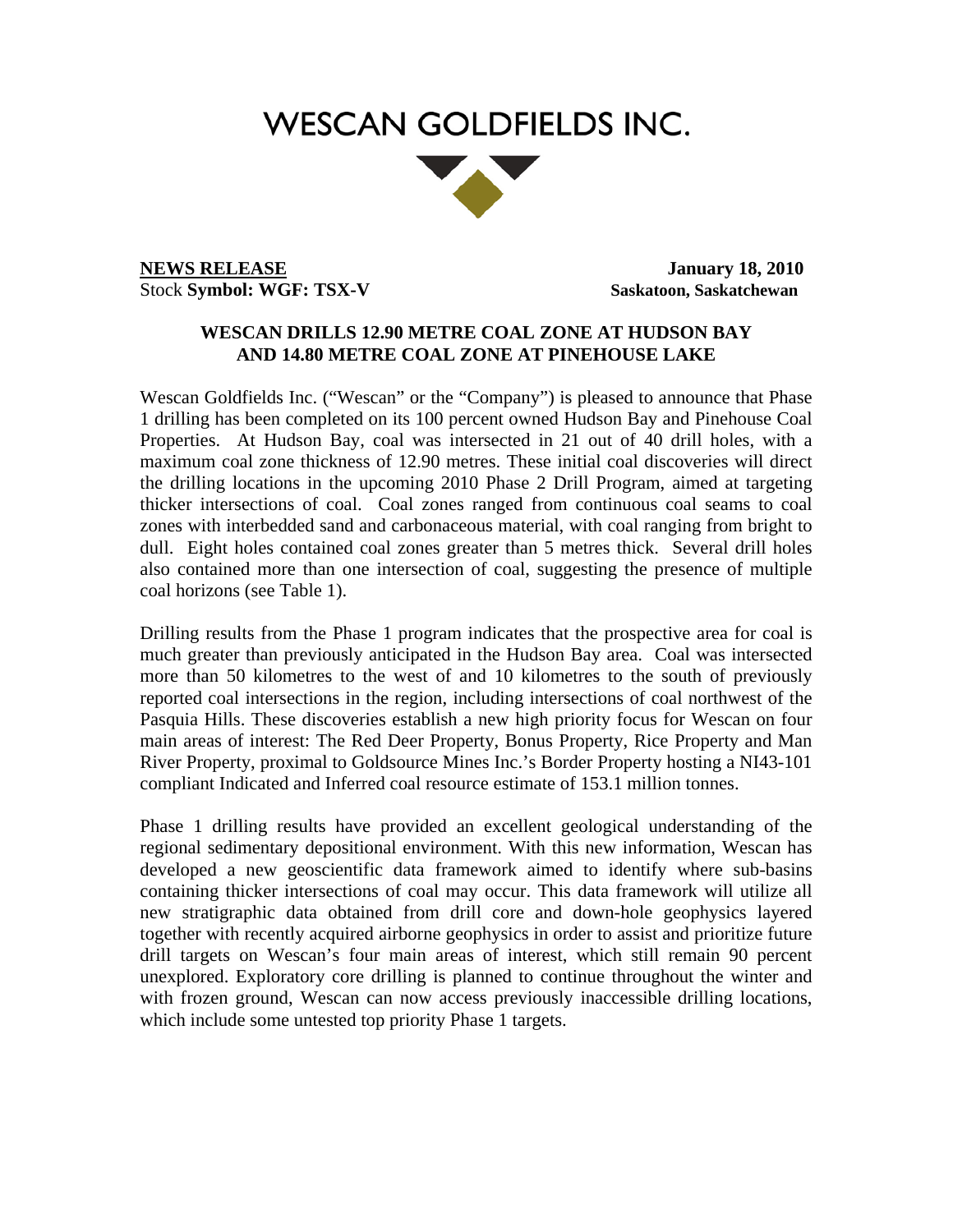# WESCAN GOLDFIELDS INC.

**NEWS RELEASE** **January 18, 2010**
Stock **Symbol: WGF: TSX-V** **Saskatoon, Saskatchewan**

## WESCAN DRILLS 12.90 METRE COAL ZONE AT HUDSON BAY AND 14.80 METRE COAL ZONE AT PINEHOUSE LAKE

Wescan Goldfields Inc. ("Wescan" or the "Company") is pleased to announce that Phase 1 drilling has been completed on its 100 percent owned Hudson Bay and Pinehouse Coal Properties. At Hudson Bay, coal was intersected in 21 out of 40 drill holes, with a maximum coal zone thickness of 12.90 metres. These initial coal discoveries will direct the drilling locations in the upcoming 2010 Phase 2 Drill Program, aimed at targeting thicker intersections of coal. Coal zones ranged from continuous coal seams to coal zones with interbedded sand and carbonaceous material, with coal ranging from bright to dull. Eight holes contained coal zones greater than 5 metres thick. Several drill holes also contained more than one intersection of coal, suggesting the presence of multiple coal horizons (see Table 1).

Drilling results from the Phase 1 program indicates that the prospective area for coal is much greater than previously anticipated in the Hudson Bay area. Coal was intersected more than 50 kilometres to the west of and 10 kilometres to the south of previously reported coal intersections in the region, including intersections of coal northwest of the Pasquia Hills. These discoveries establish a new high priority focus for Wescan on four main areas of interest: The Red Deer Property, Bonus Property, Rice Property and Man River Property, proximal to Goldsource Mines Inc.'s Border Property hosting a NI43-101 compliant Indicated and Inferred coal resource estimate of 153.1 million tonnes.

Phase 1 drilling results have provided an excellent geological understanding of the regional sedimentary depositional environment. With this new information, Wescan has developed a new geoscientific data framework aimed to identify where sub-basins containing thicker intersections of coal may occur. This data framework will utilize all new stratigraphic data obtained from drill core and down-hole geophysics layered together with recently acquired airborne geophysics in order to assist and prioritize future drill targets on Wescan's four main areas of interest, which still remain 90 percent unexplored. Exploratory core drilling is planned to continue throughout the winter and with frozen ground, Wescan can now access previously inaccessible drilling locations, which include some untested top priority Phase 1 targets.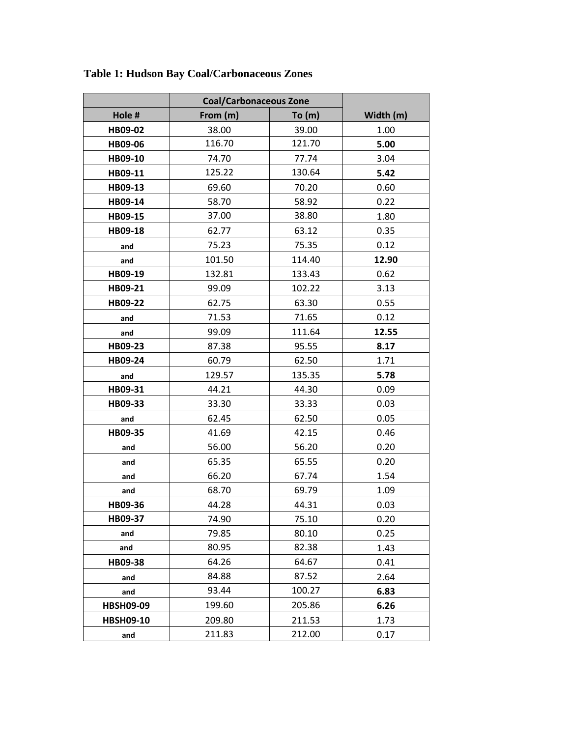**Table 1: Hudson Bay Coal/Carbonaceous Zones**

| | Coal/Carbonaceous Zone | | |
|---|---|---|---|
| **Hole #** | **From (m)** | **To (m)** | **Width (m)** |
| **HB09-02** | 38.00 | 39.00 | 1.00 |
| **HB09-06** | 116.70 | 121.70 | **5.00** |
| **HB09-10** | 74.70 | 77.74 | 3.04 |
| **HB09-11** | 125.22 | 130.64 | **5.42** |
| **HB09-13** | 69.60 | 70.20 | 0.60 |
| **HB09-14** | 58.70 | 58.92 | 0.22 |
| **HB09-15** | 37.00 | 38.80 | 1.80 |
| **HB09-18** | 62.77 | 63.12 | 0.35 |
| **and** | 75.23 | 75.35 | 0.12 |
| **and** | 101.50 | 114.40 | **12.90** |
| **HB09-19** | 132.81 | 133.43 | 0.62 |
| **HB09-21** | 99.09 | 102.22 | 3.13 |
| **HB09-22** | 62.75 | 63.30 | 0.55 |
| **and** | 71.53 | 71.65 | 0.12 |
| **and** | 99.09 | 111.64 | **12.55** |
| **HB09-23** | 87.38 | 95.55 | **8.17** |
| **HB09-24** | 60.79 | 62.50 | 1.71 |
| **and** | 129.57 | 135.35 | **5.78** |
| **HB09-31** | 44.21 | 44.30 | 0.09 |
| **HB09-33** | 33.30 | 33.33 | 0.03 |
| **and** | 62.45 | 62.50 | 0.05 |
| **HB09-35** | 41.69 | 42.15 | 0.46 |
| **and** | 56.00 | 56.20 | 0.20 |
| **and** | 65.35 | 65.55 | 0.20 |
| **and** | 66.20 | 67.74 | 1.54 |
| **and** | 68.70 | 69.79 | 1.09 |
| **HB09-36** | 44.28 | 44.31 | 0.03 |
| **HB09-37** | 74.90 | 75.10 | 0.20 |
| **and** | 79.85 | 80.10 | 0.25 |
| **and** | 80.95 | 82.38 | 1.43 |
| **HB09-38** | 64.26 | 64.67 | 0.41 |
| **and** | 84.88 | 87.52 | 2.64 |
| **and** | 93.44 | 100.27 | **6.83** |
| **HBSH09-09** | 199.60 | 205.86 | **6.26** |
| **HBSH09-10** | 209.80 | 211.53 | 1.73 |
| **and** | 211.83 | 212.00 | 0.17 |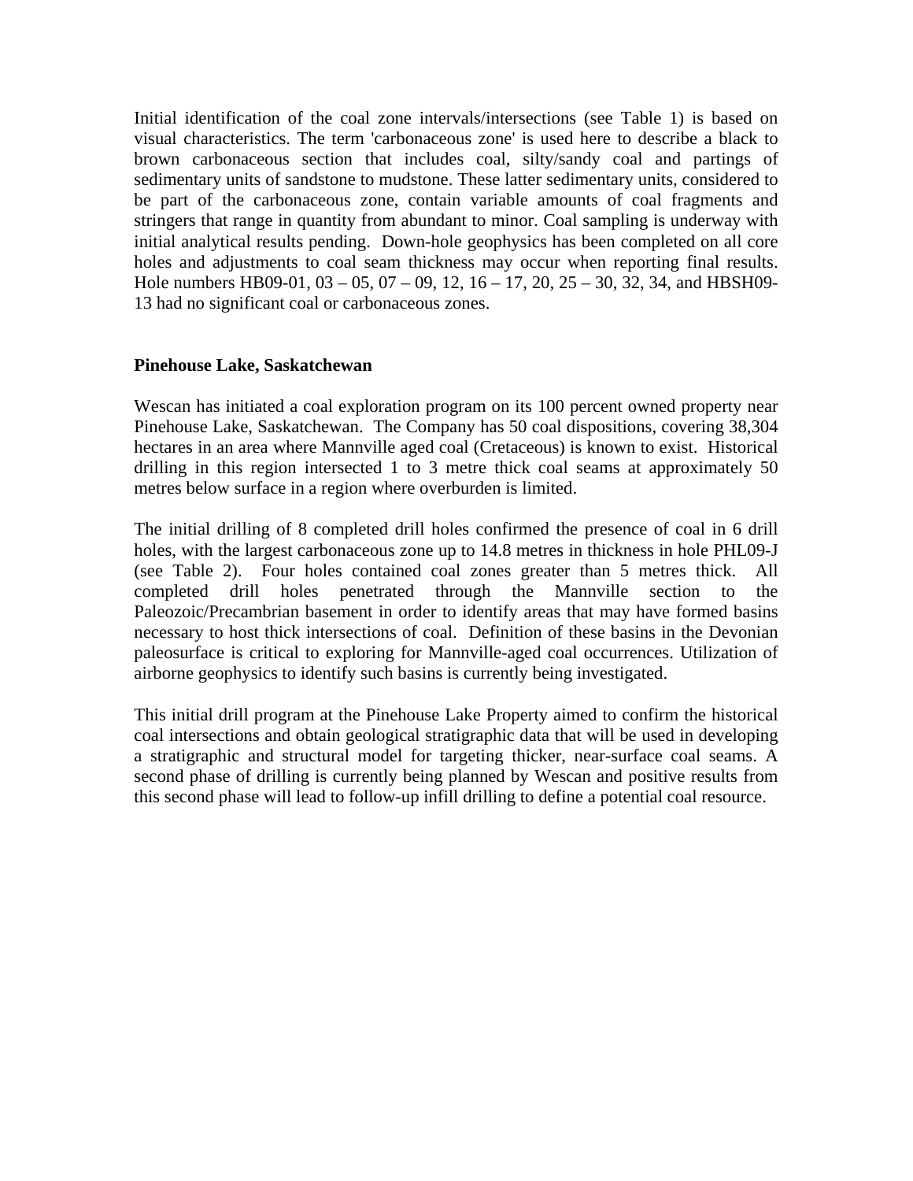Initial identification of the coal zone intervals/intersections (see Table 1) is based on visual characteristics. The term 'carbonaceous zone' is used here to describe a black to brown carbonaceous section that includes coal, silty/sandy coal and partings of sedimentary units of sandstone to mudstone. These latter sedimentary units, considered to be part of the carbonaceous zone, contain variable amounts of coal fragments and stringers that range in quantity from abundant to minor. Coal sampling is underway with initial analytical results pending. Down-hole geophysics has been completed on all core holes and adjustments to coal seam thickness may occur when reporting final results. Hole numbers HB09-01, 03 – 05, 07 – 09, 12, 16 – 17, 20, 25 – 30, 32, 34, and HBSH09-13 had no significant coal or carbonaceous zones.

**Pinehouse Lake, Saskatchewan**

Wescan has initiated a coal exploration program on its 100 percent owned property near Pinehouse Lake, Saskatchewan. The Company has 50 coal dispositions, covering 38,304 hectares in an area where Mannville aged coal (Cretaceous) is known to exist. Historical drilling in this region intersected 1 to 3 metre thick coal seams at approximately 50 metres below surface in a region where overburden is limited.

The initial drilling of 8 completed drill holes confirmed the presence of coal in 6 drill holes, with the largest carbonaceous zone up to 14.8 metres in thickness in hole PHL09-J (see Table 2). Four holes contained coal zones greater than 5 metres thick. All completed drill holes penetrated through the Mannville section to the Paleozoic/Precambrian basement in order to identify areas that may have formed basins necessary to host thick intersections of coal. Definition of these basins in the Devonian paleosurface is critical to exploring for Mannville-aged coal occurrences. Utilization of airborne geophysics to identify such basins is currently being investigated.

This initial drill program at the Pinehouse Lake Property aimed to confirm the historical coal intersections and obtain geological stratigraphic data that will be used in developing a stratigraphic and structural model for targeting thicker, near-surface coal seams. A second phase of drilling is currently being planned by Wescan and positive results from this second phase will lead to follow-up infill drilling to define a potential coal resource.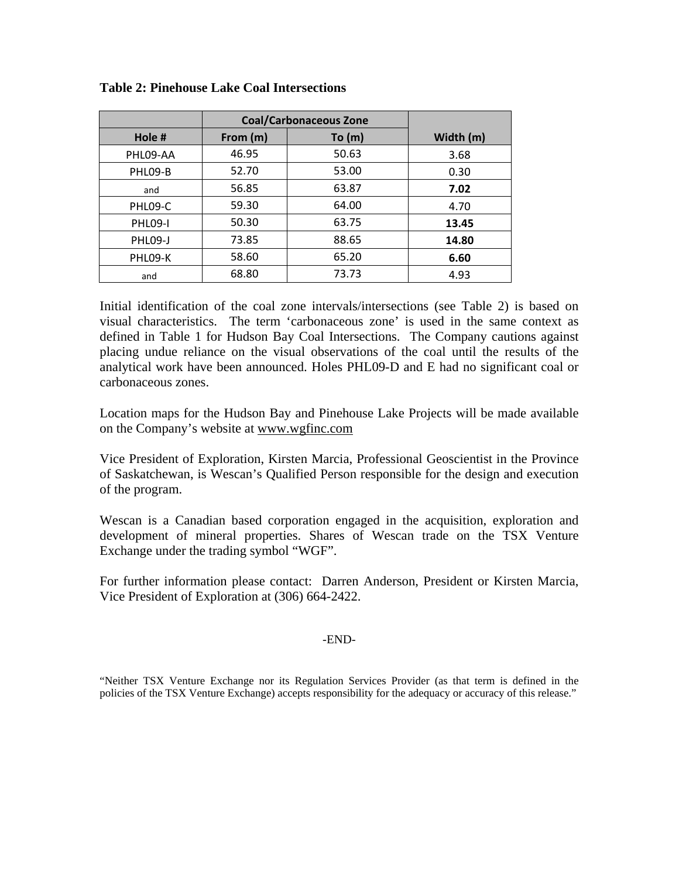**Table 2: Pinehouse Lake Coal Intersections**

| | Coal/Carbonaceous Zone | | |
|---|---|---|---|
| Hole # | From (m) | To (m) | Width (m) |
| PHL09-AA | 46.95 | 50.63 | 3.68 |
| PHL09-B | 52.70 | 53.00 | 0.30 |
| and | 56.85 | 63.87 | **7.02** |
| PHL09-C | 59.30 | 64.00 | 4.70 |
| PHL09-I | 50.30 | 63.75 | **13.45** |
| PHL09-J | 73.85 | 88.65 | **14.80** |
| PHL09-K | 58.60 | 65.20 | **6.60** |
| and | 68.80 | 73.73 | 4.93 |

Initial identification of the coal zone intervals/intersections (see Table 2) is based on visual characteristics. The term 'carbonaceous zone' is used in the same context as defined in Table 1 for Hudson Bay Coal Intersections. The Company cautions against placing undue reliance on the visual observations of the coal until the results of the analytical work have been announced. Holes PHL09-D and E had no significant coal or carbonaceous zones.

Location maps for the Hudson Bay and Pinehouse Lake Projects will be made available on the Company's website at www.wgfinc.com

Vice President of Exploration, Kirsten Marcia, Professional Geoscientist in the Province of Saskatchewan, is Wescan's Qualified Person responsible for the design and execution of the program.

Wescan is a Canadian based corporation engaged in the acquisition, exploration and development of mineral properties. Shares of Wescan trade on the TSX Venture Exchange under the trading symbol "WGF".

For further information please contact: Darren Anderson, President or Kirsten Marcia, Vice President of Exploration at (306) 664-2422.

-END-

"Neither TSX Venture Exchange nor its Regulation Services Provider (as that term is defined in the policies of the TSX Venture Exchange) accepts responsibility for the adequacy or accuracy of this release."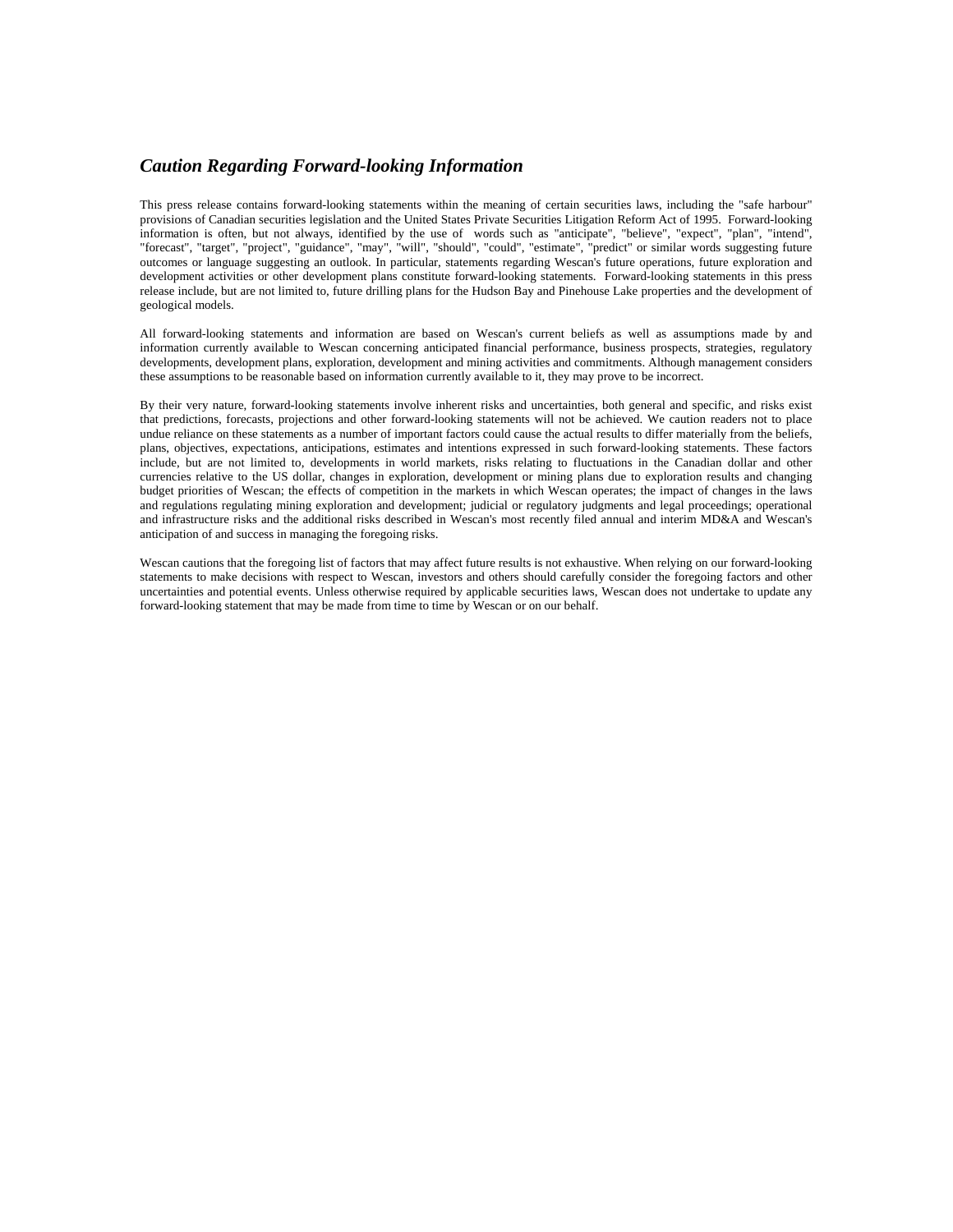## *Caution Regarding Forward-looking Information*

This press release contains forward-looking statements within the meaning of certain securities laws, including the "safe harbour" provisions of Canadian securities legislation and the United States Private Securities Litigation Reform Act of 1995. Forward-looking information is often, but not always, identified by the use of words such as "anticipate", "believe", "expect", "plan", "intend", "forecast", "target", "project", "guidance", "may", "will", "should", "could", "estimate", "predict" or similar words suggesting future outcomes or language suggesting an outlook. In particular, statements regarding Wescan's future operations, future exploration and development activities or other development plans constitute forward-looking statements. Forward-looking statements in this press release include, but are not limited to, future drilling plans for the Hudson Bay and Pinehouse Lake properties and the development of geological models.

All forward-looking statements and information are based on Wescan's current beliefs as well as assumptions made by and information currently available to Wescan concerning anticipated financial performance, business prospects, strategies, regulatory developments, development plans, exploration, development and mining activities and commitments. Although management considers these assumptions to be reasonable based on information currently available to it, they may prove to be incorrect.

By their very nature, forward-looking statements involve inherent risks and uncertainties, both general and specific, and risks exist that predictions, forecasts, projections and other forward-looking statements will not be achieved. We caution readers not to place undue reliance on these statements as a number of important factors could cause the actual results to differ materially from the beliefs, plans, objectives, expectations, anticipations, estimates and intentions expressed in such forward-looking statements. These factors include, but are not limited to, developments in world markets, risks relating to fluctuations in the Canadian dollar and other currencies relative to the US dollar, changes in exploration, development or mining plans due to exploration results and changing budget priorities of Wescan; the effects of competition in the markets in which Wescan operates; the impact of changes in the laws and regulations regulating mining exploration and development; judicial or regulatory judgments and legal proceedings; operational and infrastructure risks and the additional risks described in Wescan's most recently filed annual and interim MD&A and Wescan's anticipation of and success in managing the foregoing risks.

Wescan cautions that the foregoing list of factors that may affect future results is not exhaustive. When relying on our forward-looking statements to make decisions with respect to Wescan, investors and others should carefully consider the foregoing factors and other uncertainties and potential events. Unless otherwise required by applicable securities laws, Wescan does not undertake to update any forward-looking statement that may be made from time to time by Wescan or on our behalf.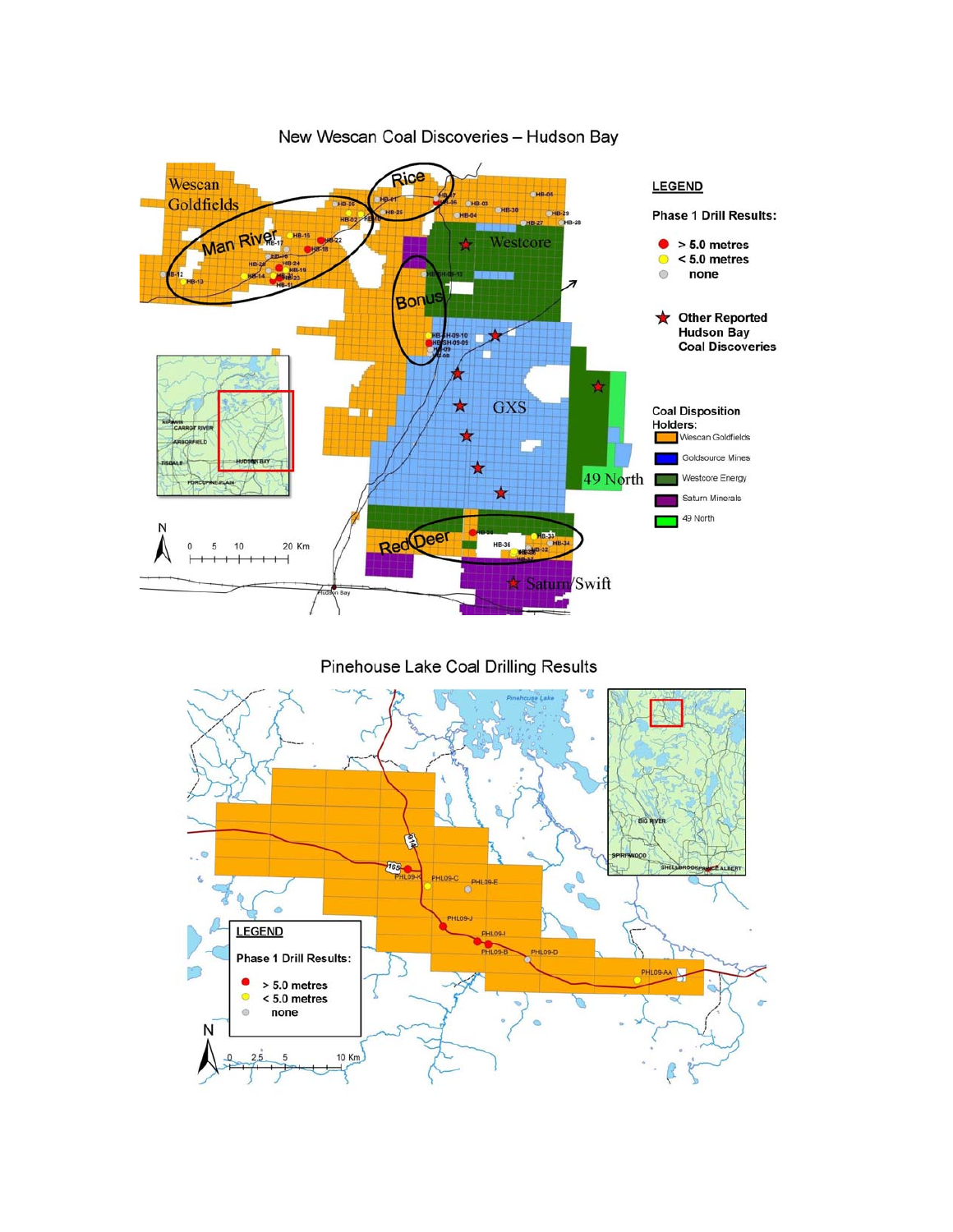## New Wescan Coal Discoveries – Hudson Bay

Wescan Goldfields

Man River

Rice

Bonus

Westcore

GXS

49 North

Red Deer

Saturn/Swift

**LEGEND**

**Phase 1 Drill Results:**

- > 5.0 metres
- < 5.0 metres
- none

Other Reported Hudson Bay Coal Discoveries

**Coal Disposition Holders:**

- Wescan Goldfields
- Goldsource Mines
- Westcore Energy
- Saturn Minerals
- 49 North

0 5 10 20 Km

## Pinehouse Lake Coal Drilling Results

**LEGEND**

**Phase 1 Drill Results:**

- > 5.0 metres
- < 5.0 metres
- none

0 2.5 5 10 Km